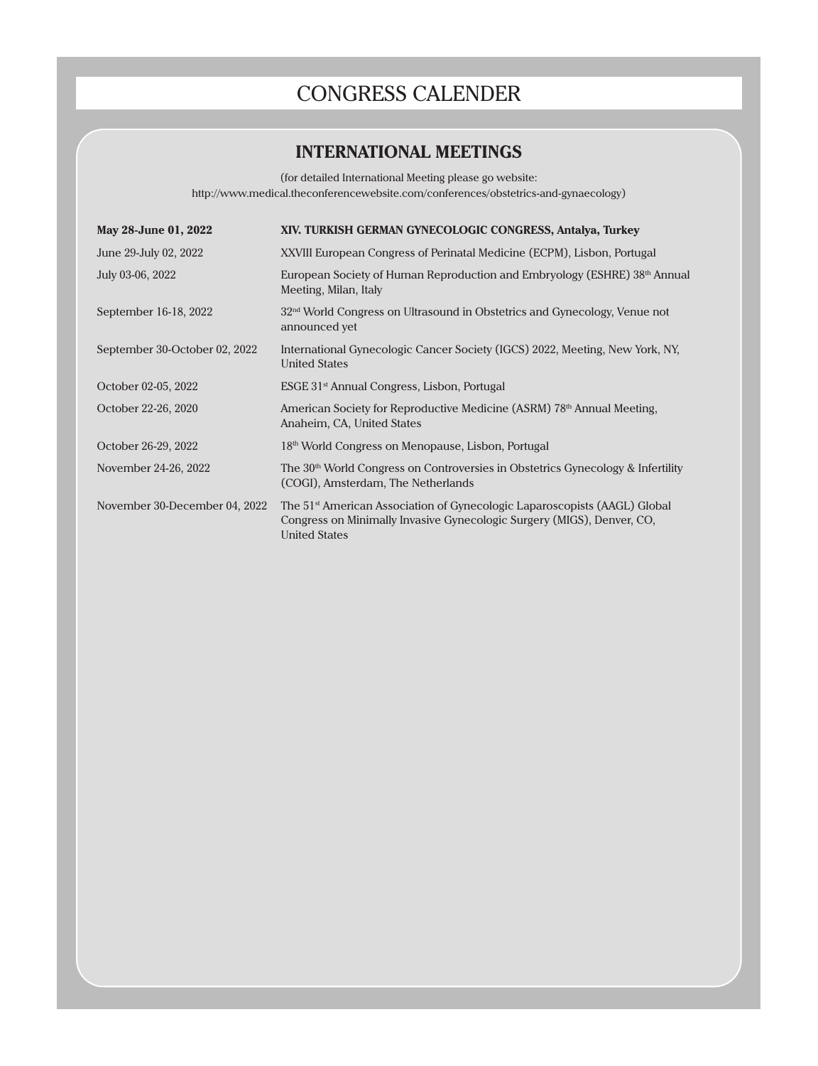# CONGRESS CALENDER

## INTERNATIONAL MEETINGS

(for detailed International Meeting please go website:
http://www.medical.theconferencewebsite.com/conferences/obstetrics-and-gynaecology)

| | |
|---|---|
| **May 28-June 01, 2022** | **XIV. TURKISH GERMAN GYNECOLOGIC CONGRESS, Antalya, Turkey** |
| June 29-July 02, 2022 | XXVIII European Congress of Perinatal Medicine (ECPM), Lisbon, Portugal |
| July 03-06, 2022 | European Society of Human Reproduction and Embryology (ESHRE) 38th Annual Meeting, Milan, Italy |
| September 16-18, 2022 | 32nd World Congress on Ultrasound in Obstetrics and Gynecology, Venue not announced yet |
| September 30-October 02, 2022 | International Gynecologic Cancer Society (IGCS) 2022, Meeting, New York, NY, United States |
| October 02-05, 2022 | ESGE 31st Annual Congress, Lisbon, Portugal |
| October 22-26, 2020 | American Society for Reproductive Medicine (ASRM) 78th Annual Meeting, Anaheim, CA, United States |
| October 26-29, 2022 | 18th World Congress on Menopause, Lisbon, Portugal |
| November 24-26, 2022 | The 30th World Congress on Controversies in Obstetrics Gynecology & Infertility (COGI), Amsterdam, The Netherlands |
| November 30-December 04, 2022 | The 51st American Association of Gynecologic Laparoscopists (AAGL) Global Congress on Minimally Invasive Gynecologic Surgery (MIGS), Denver, CO, United States |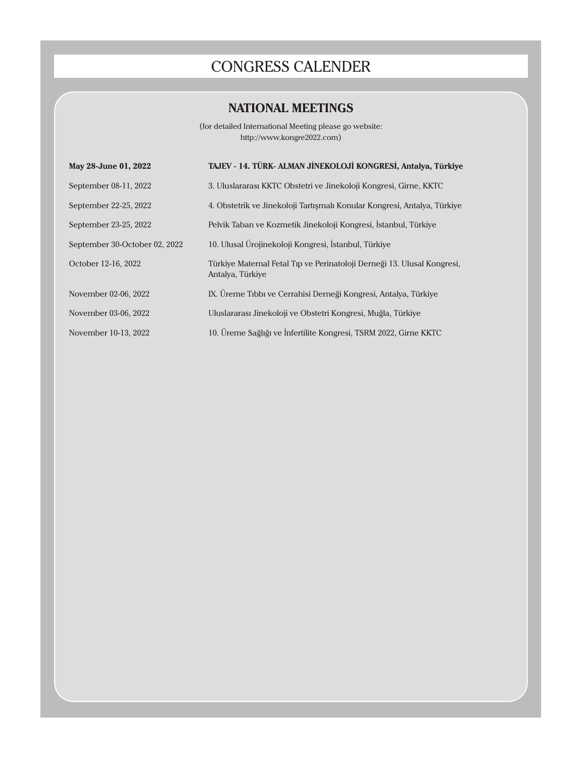# CONGRESS CALENDER

## NATIONAL MEETINGS

(for detailed International Meeting please go website:
http://www.kongre2022.com)

| | |
|---|---|
| **May 28-June 01, 2022** | **TAJEV - 14. TÜRK- ALMAN JİNEKOLOJİ KONGRESİ, Antalya, Türkiye** |
| September 08-11, 2022 | 3. Uluslararası KKTC Obstetri ve Jinekoloji Kongresi, Girne, KKTC |
| September 22-25, 2022 | 4. Obstetrik ve Jinekoloji Tartışmalı Konular Kongresi, Antalya, Türkiye |
| September 23-25, 2022 | Pelvik Taban ve Kozmetik Jinekoloji Kongresi, İstanbul, Türkiye |
| September 30-October 02, 2022 | 10. Ulusal Ürojinekoloji Kongresi, İstanbul, Türkiye |
| October 12-16, 2022 | Türkiye Maternal Fetal Tıp ve Perinatoloji Derneği 13. Ulusal Kongresi, Antalya, Türkiye |
| November 02-06, 2022 | IX. Üreme Tıbbı ve Cerrahisi Derneği Kongresi, Antalya, Türkiye |
| November 03-06, 2022 | Uluslararası Jinekoloji ve Obstetri Kongresi, Muğla, Türkiye |
| November 10-13, 2022 | 10. Üreme Sağlığı ve İnfertilite Kongresi, TSRM 2022, Girne KKTC |